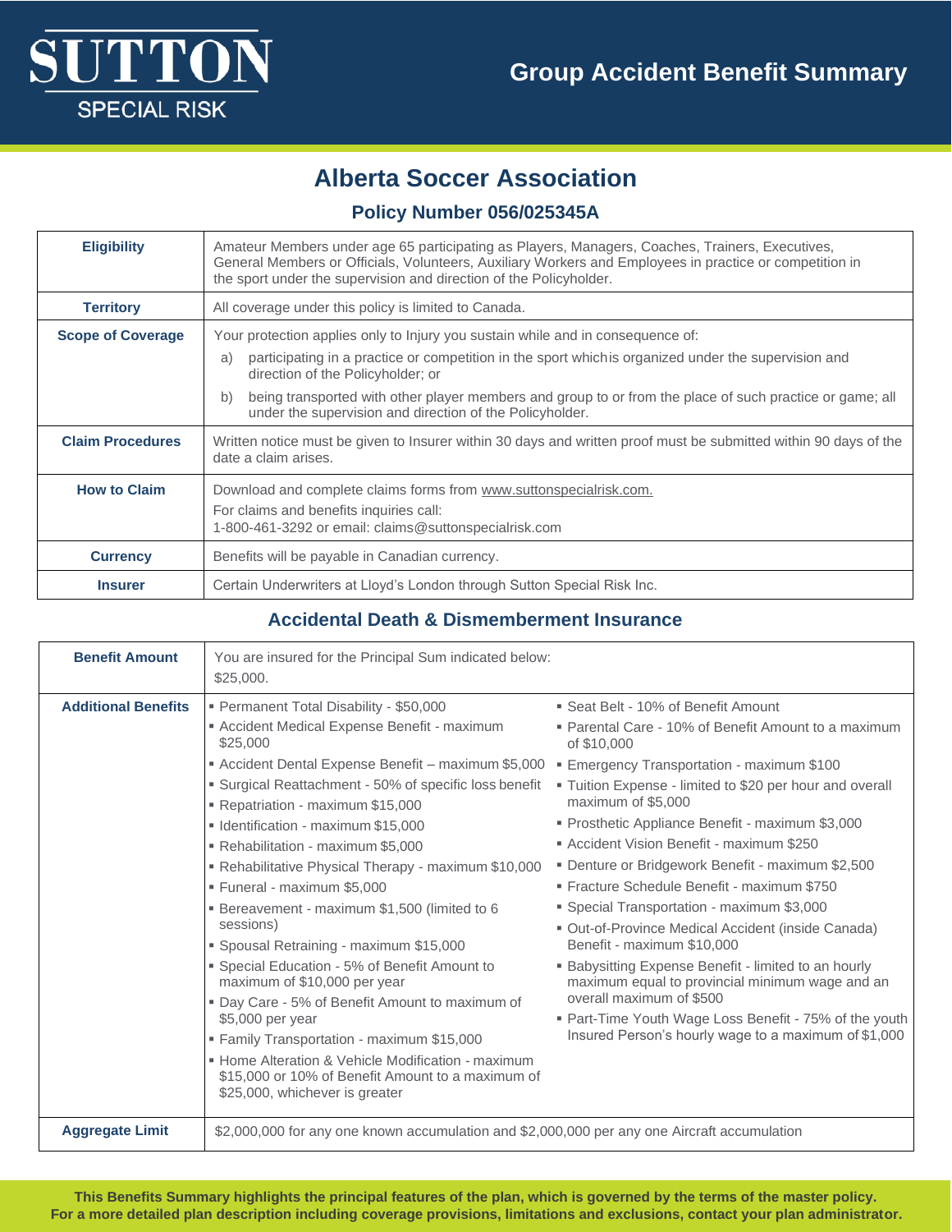# SUTTON SPECIAL RISK

## Group Accident Benefit Summary

# Alberta Soccer Association

### Policy Number 056/025345A

| | |
|---|---|
| **Eligibility** | Amateur Members under age 65 participating as Players, Managers, Coaches, Trainers, Executives, General Members or Officials, Volunteers, Auxiliary Workers and Employees in practice or competition in the sport under the supervision and direction of the Policyholder. |
| **Territory** | All coverage under this policy is limited to Canada. |
| **Scope of Coverage** | Your protection applies only to Injury you sustain while and in consequence of:<br>a) participating in a practice or competition in the sport whichis organized under the supervision and direction of the Policyholder; or<br>b) being transported with other player members and group to or from the place of such practice or game; all under the supervision and direction of the Policyholder. |
| **Claim Procedures** | Written notice must be given to Insurer within 30 days and written proof must be submitted within 90 days of the date a claim arises. |
| **How to Claim** | Download and complete claims forms from www.suttonspecialrisk.com.<br>For claims and benefits inquiries call:<br>1-800-461-3292 or email: claims@suttonspecialrisk.com |
| **Currency** | Benefits will be payable in Canadian currency. |
| **Insurer** | Certain Underwriters at Lloyd's London through Sutton Special Risk Inc. |

## Accidental Death & Dismemberment Insurance

| | |
|---|---|
| **Benefit Amount** | You are insured for the Principal Sum indicated below:<br>$25,000. |
| **Additional Benefits** | ▪ Permanent Total Disability - $50,000<br>▪ Accident Medical Expense Benefit - maximum $25,000<br>▪ Accident Dental Expense Benefit – maximum $5,000<br>▪ Surgical Reattachment - 50% of specific loss benefit<br>▪ Repatriation - maximum $15,000<br>▪ Identification - maximum $15,000<br>▪ Rehabilitation - maximum $5,000<br>▪ Rehabilitative Physical Therapy - maximum $10,000<br>▪ Funeral - maximum $5,000<br>▪ Bereavement - maximum $1,500 (limited to 6 sessions)<br>▪ Spousal Retraining - maximum $15,000<br>▪ Special Education - 5% of Benefit Amount to maximum of $10,000 per year<br>▪ Day Care - 5% of Benefit Amount to maximum of $5,000 per year<br>▪ Family Transportation - maximum $15,000<br>▪ Home Alteration & Vehicle Modification - maximum $15,000 or 10% of Benefit Amount to a maximum of $25,000, whichever is greater<br>▪ Seat Belt - 10% of Benefit Amount<br>▪ Parental Care - 10% of Benefit Amount to a maximum of $10,000<br>▪ Emergency Transportation - maximum $100<br>▪ Tuition Expense - limited to $20 per hour and overall maximum of $5,000<br>▪ Prosthetic Appliance Benefit - maximum $3,000<br>▪ Accident Vision Benefit - maximum $250<br>▪ Denture or Bridgework Benefit - maximum $2,500<br>▪ Fracture Schedule Benefit - maximum $750<br>▪ Special Transportation - maximum $3,000<br>▪ Out-of-Province Medical Accident (inside Canada) Benefit - maximum $10,000<br>▪ Babysitting Expense Benefit - limited to an hourly maximum equal to provincial minimum wage and an overall maximum of $500<br>▪ Part-Time Youth Wage Loss Benefit - 75% of the youth Insured Person's hourly wage to a maximum of $1,000 |
| **Aggregate Limit** | $2,000,000 for any one known accumulation and $2,000,000 per any one Aircraft accumulation |

**This Benefits Summary highlights the principal features of the plan, which is governed by the terms of the master policy. For a more detailed plan description including coverage provisions, limitations and exclusions, contact your plan administrator.**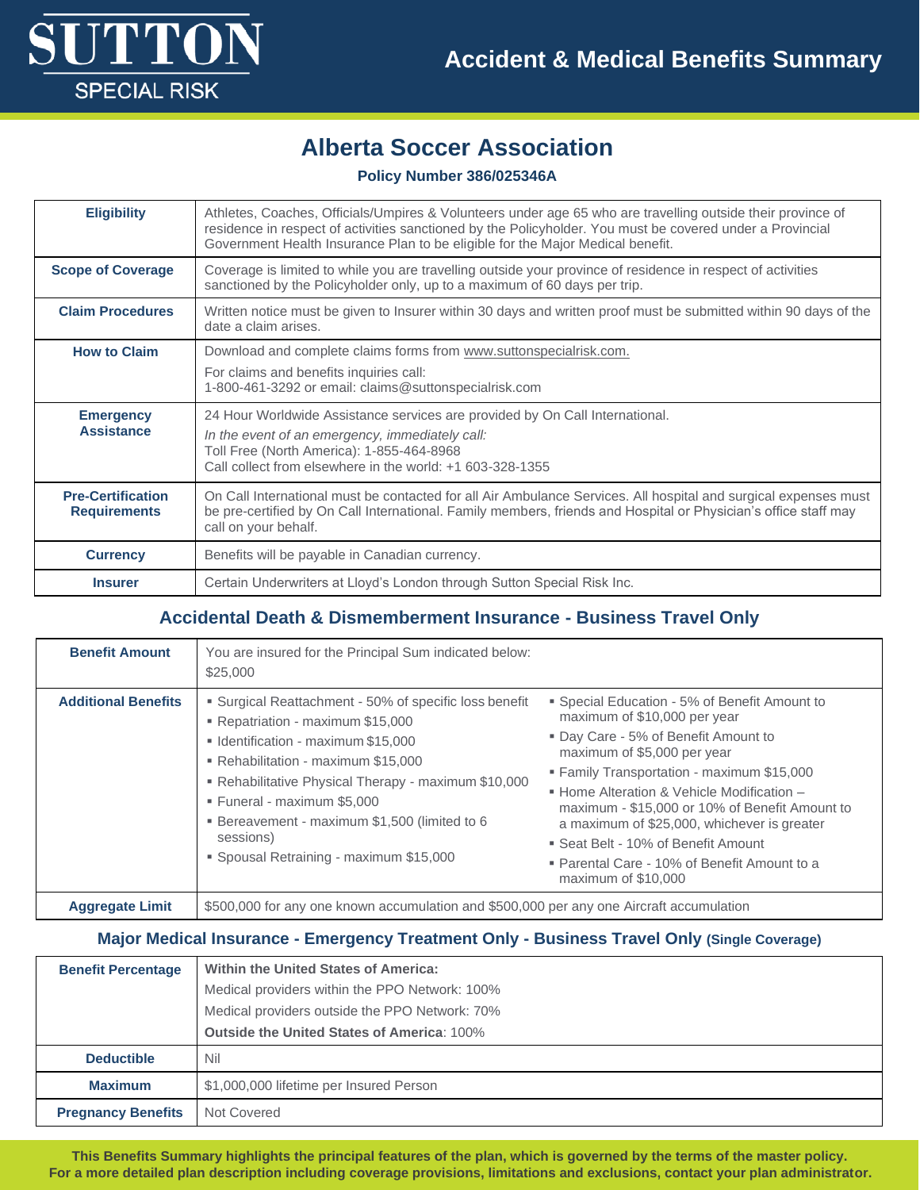# Accident & Medical Benefits Summary

## Alberta Soccer Association

**Policy Number 386/025346A**

| | |
|---|---|
| **Eligibility** | Athletes, Coaches, Officials/Umpires & Volunteers under age 65 who are travelling outside their province of residence in respect of activities sanctioned by the Policyholder. You must be covered under a Provincial Government Health Insurance Plan to be eligible for the Major Medical benefit. |
| **Scope of Coverage** | Coverage is limited to while you are travelling outside your province of residence in respect of activities sanctioned by the Policyholder only, up to a maximum of 60 days per trip. |
| **Claim Procedures** | Written notice must be given to Insurer within 30 days and written proof must be submitted within 90 days of the date a claim arises. |
| **How to Claim** | Download and complete claims forms from www.suttonspecialrisk.com.<br>For claims and benefits inquiries call:<br>1-800-461-3292 or email: claims@suttonspecialrisk.com |
| **Emergency Assistance** | 24 Hour Worldwide Assistance services are provided by On Call International.<br>*In the event of an emergency, immediately call:*<br>Toll Free (North America): 1-855-464-8968<br>Call collect from elsewhere in the world: +1 603-328-1355 |
| **Pre-Certification Requirements** | On Call International must be contacted for all Air Ambulance Services. All hospital and surgical expenses must be pre-certified by On Call International. Family members, friends and Hospital or Physician's office staff may call on your behalf. |
| **Currency** | Benefits will be payable in Canadian currency. |
| **Insurer** | Certain Underwriters at Lloyd's London through Sutton Special Risk Inc. |

### Accidental Death & Dismemberment Insurance - Business Travel Only

| | |
|---|---|
| **Benefit Amount** | You are insured for the Principal Sum indicated below:<br>$25,000 |
| **Additional Benefits** | ▪ Surgical Reattachment - 50% of specific loss benefit<br>▪ Repatriation - maximum $15,000<br>▪ Identification - maximum $15,000<br>▪ Rehabilitation - maximum $15,000<br>▪ Rehabilitative Physical Therapy - maximum $10,000<br>▪ Funeral - maximum $5,000<br>▪ Bereavement - maximum $1,500 (limited to 6 sessions)<br>▪ Spousal Retraining - maximum $15,000<br>▪ Special Education - 5% of Benefit Amount to maximum of $10,000 per year<br>▪ Day Care - 5% of Benefit Amount to maximum of $5,000 per year<br>▪ Family Transportation - maximum $15,000<br>▪ Home Alteration & Vehicle Modification – maximum - $15,000 or 10% of Benefit Amount to a maximum of $25,000, whichever is greater<br>▪ Seat Belt - 10% of Benefit Amount<br>▪ Parental Care - 10% of Benefit Amount to a maximum of $10,000 |
| **Aggregate Limit** | $500,000 for any one known accumulation and $500,000 per any one Aircraft accumulation |

### Major Medical Insurance - Emergency Treatment Only - Business Travel Only (Single Coverage)

| | |
|---|---|
| **Benefit Percentage** | **Within the United States of America:**<br>Medical providers within the PPO Network: 100%<br>Medical providers outside the PPO Network: 70%<br>**Outside the United States of America**: 100% |
| **Deductible** | Nil |
| **Maximum** | $1,000,000 lifetime per Insured Person |
| **Pregnancy Benefits** | Not Covered |

**This Benefits Summary highlights the principal features of the plan, which is governed by the terms of the master policy. For a more detailed plan description including coverage provisions, limitations and exclusions, contact your plan administrator.**